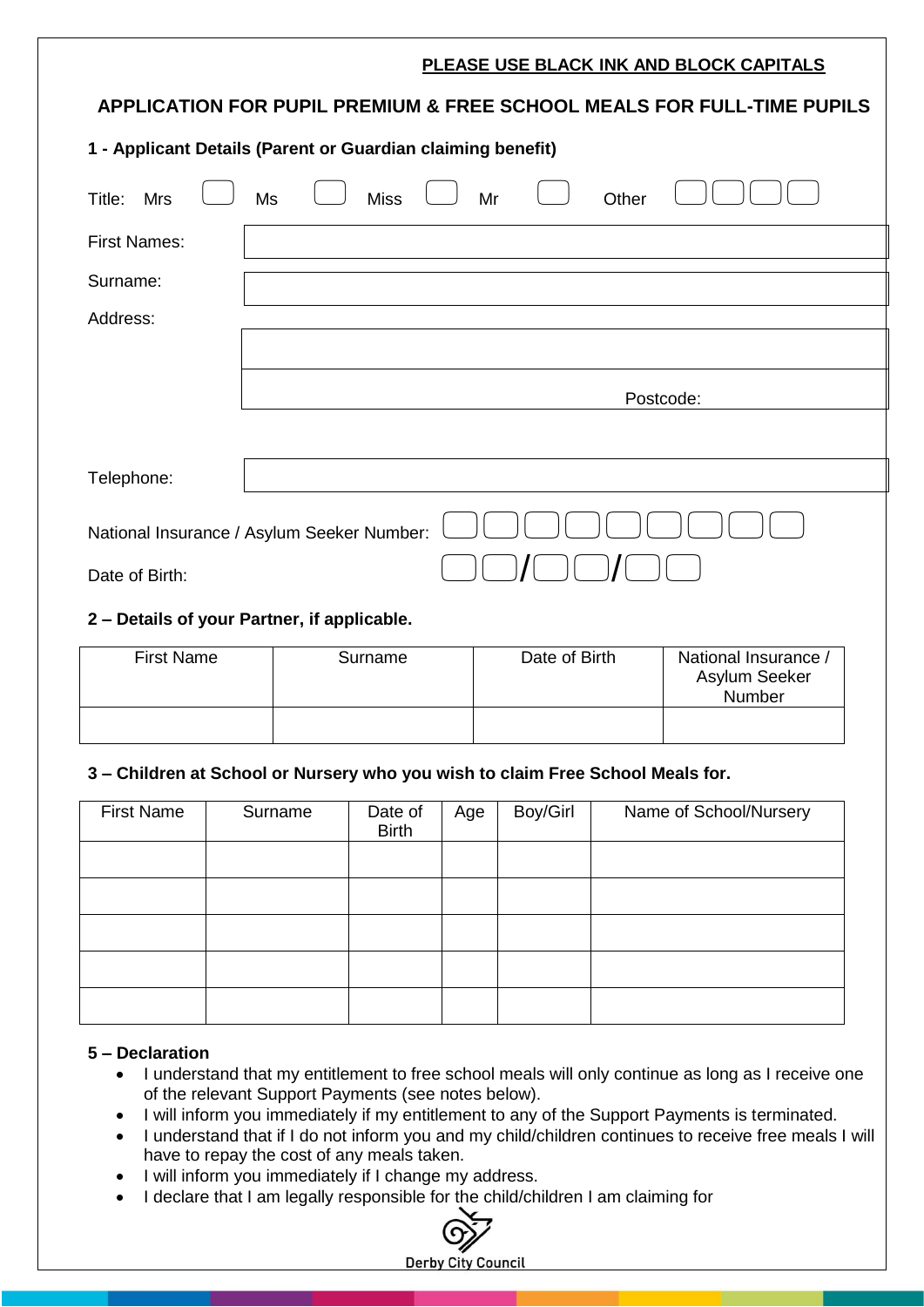**PLEASE USE BLACK INK AND BLOCK CAPITALS**

# APPLICATION FOR PUPIL PREMIUM & FREE SCHOOL MEALS FOR FULL-TIME PUPILS

## 1 - Applicant Details (Parent or Guardian claiming benefit)

Title: Mrs ☐ Ms ☐ Miss ☐ Mr ☐ Other ☐☐☐☐

First Names:

Surname:

Address:

Postcode:

Telephone:

National Insurance / Asylum Seeker Number: ☐☐☐☐☐☐☐☐☐

Date of Birth: ☐☐/☐☐/☐☐

## 2 – Details of your Partner, if applicable.

| First Name | Surname | Date of Birth | National Insurance / Asylum Seeker Number |
|---|---|---|---|
| | | | |

## 3 – Children at School or Nursery who you wish to claim Free School Meals for.

| First Name | Surname | Date of Birth | Age | Boy/Girl | Name of School/Nursery |
|---|---|---|---|---|---|
| | | | | | |
| | | | | | |
| | | | | | |
| | | | | | |
| | | | | | |

## 5 – Declaration

- I understand that my entitlement to free school meals will only continue as long as I receive one of the relevant Support Payments (see notes below).
- I will inform you immediately if my entitlement to any of the Support Payments is terminated.
- I understand that if I do not inform you and my child/children continues to receive free meals I will have to repay the cost of any meals taken.
- I will inform you immediately if I change my address.
- I declare that I am legally responsible for the child/children I am claiming for

Derby City Council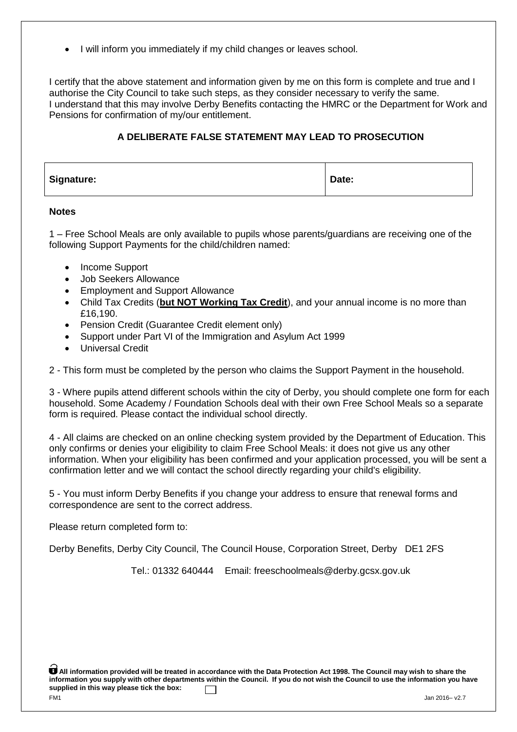- I will inform you immediately if my child changes or leaves school.

I certify that the above statement and information given by me on this form is complete and true and I authorise the City Council to take such steps, as they consider necessary to verify the same. I understand that this may involve Derby Benefits contacting the HMRC or the Department for Work and Pensions for confirmation of my/our entitlement.

**A DELIBERATE FALSE STATEMENT MAY LEAD TO PROSECUTION**

| | |
|---|---|
| **Signature:** | **Date:** |

**Notes**

1 – Free School Meals are only available to pupils whose parents/guardians are receiving one of the following Support Payments for the child/children named:

- Income Support
- Job Seekers Allowance
- Employment and Support Allowance
- Child Tax Credits (**but NOT Working Tax Credit**), and your annual income is no more than £16,190.
- Pension Credit (Guarantee Credit element only)
- Support under Part VI of the Immigration and Asylum Act 1999
- Universal Credit

2 - This form must be completed by the person who claims the Support Payment in the household.

3 - Where pupils attend different schools within the city of Derby, you should complete one form for each household. Some Academy / Foundation Schools deal with their own Free School Meals so a separate form is required. Please contact the individual school directly.

4 - All claims are checked on an online checking system provided by the Department of Education. This only confirms or denies your eligibility to claim Free School Meals: it does not give us any other information. When your eligibility has been confirmed and your application processed, you will be sent a confirmation letter and we will contact the school directly regarding your child's eligibility.

5 - You must inform Derby Benefits if you change your address to ensure that renewal forms and correspondence are sent to the correct address.

Please return completed form to:

Derby Benefits, Derby City Council, The Council House, Corporation Street, Derby DE1 2FS

Tel.: 01332 640444 Email: freeschoolmeals@derby.gcsx.gov.uk

**All information provided will be treated in accordance with the Data Protection Act 1998. The Council may wish to share the information you supply with other departments within the Council. If you do not wish the Council to use the information you have supplied in this way please tick the box:** ☐

FM1 Jan 2016– v2.7